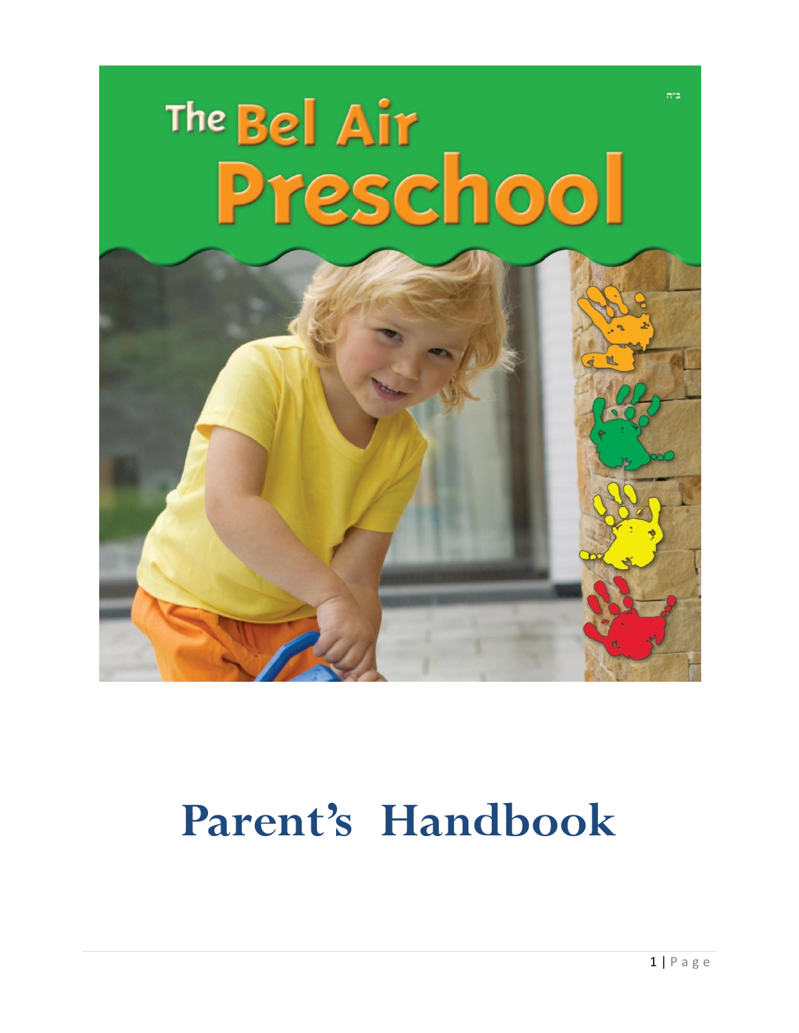ב"ה

# The Bel Air Preschool

# Parent's Handbook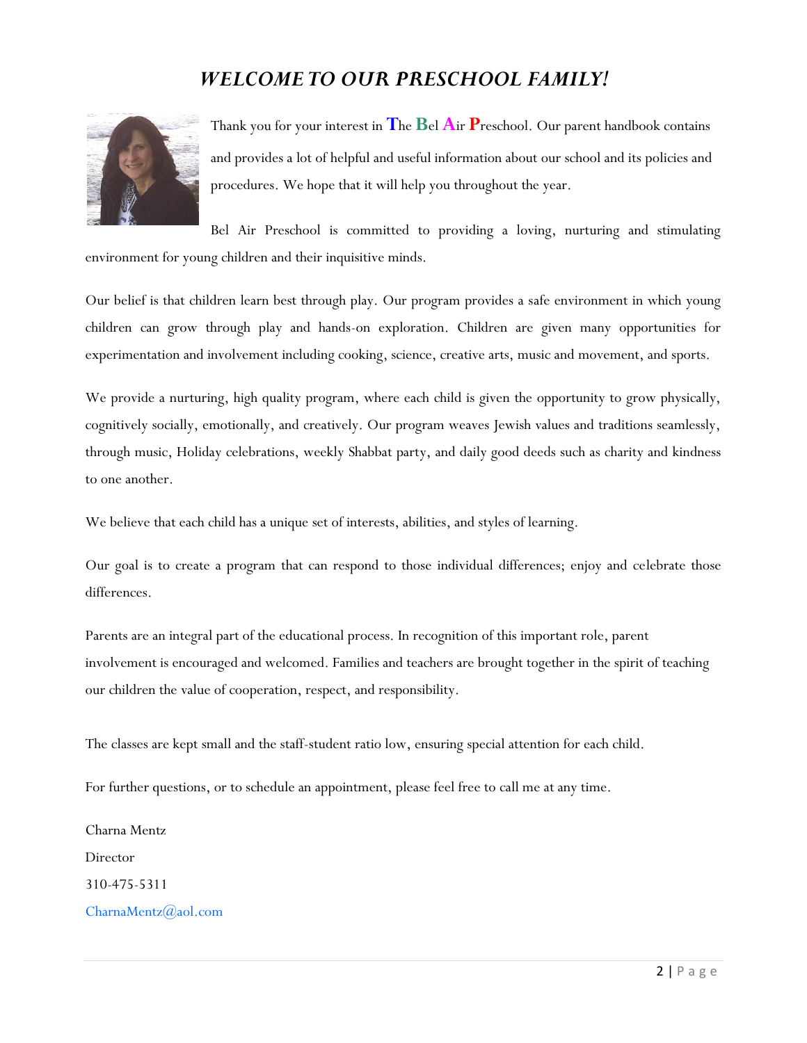# *WELCOME TO OUR PRESCHOOL FAMILY!*

Thank you for your interest in The Bel Air Preschool. Our parent handbook contains and provides a lot of helpful and useful information about our school and its policies and procedures. We hope that it will help you throughout the year.

Bel Air Preschool is committed to providing a loving, nurturing and stimulating environment for young children and their inquisitive minds.

Our belief is that children learn best through play. Our program provides a safe environment in which young children can grow through play and hands-on exploration. Children are given many opportunities for experimentation and involvement including cooking, science, creative arts, music and movement, and sports.

We provide a nurturing, high quality program, where each child is given the opportunity to grow physically, cognitively socially, emotionally, and creatively. Our program weaves Jewish values and traditions seamlessly, through music, Holiday celebrations, weekly Shabbat party, and daily good deeds such as charity and kindness to one another.

We believe that each child has a unique set of interests, abilities, and styles of learning.

Our goal is to create a program that can respond to those individual differences; enjoy and celebrate those differences.

Parents are an integral part of the educational process. In recognition of this important role, parent involvement is encouraged and welcomed. Families and teachers are brought together in the spirit of teaching our children the value of cooperation, respect, and responsibility.

The classes are kept small and the staff-student ratio low, ensuring special attention for each child.

For further questions, or to schedule an appointment, please feel free to call me at any time.

Charna Mentz

Director

310-475-5311

CharnaMentz@aol.com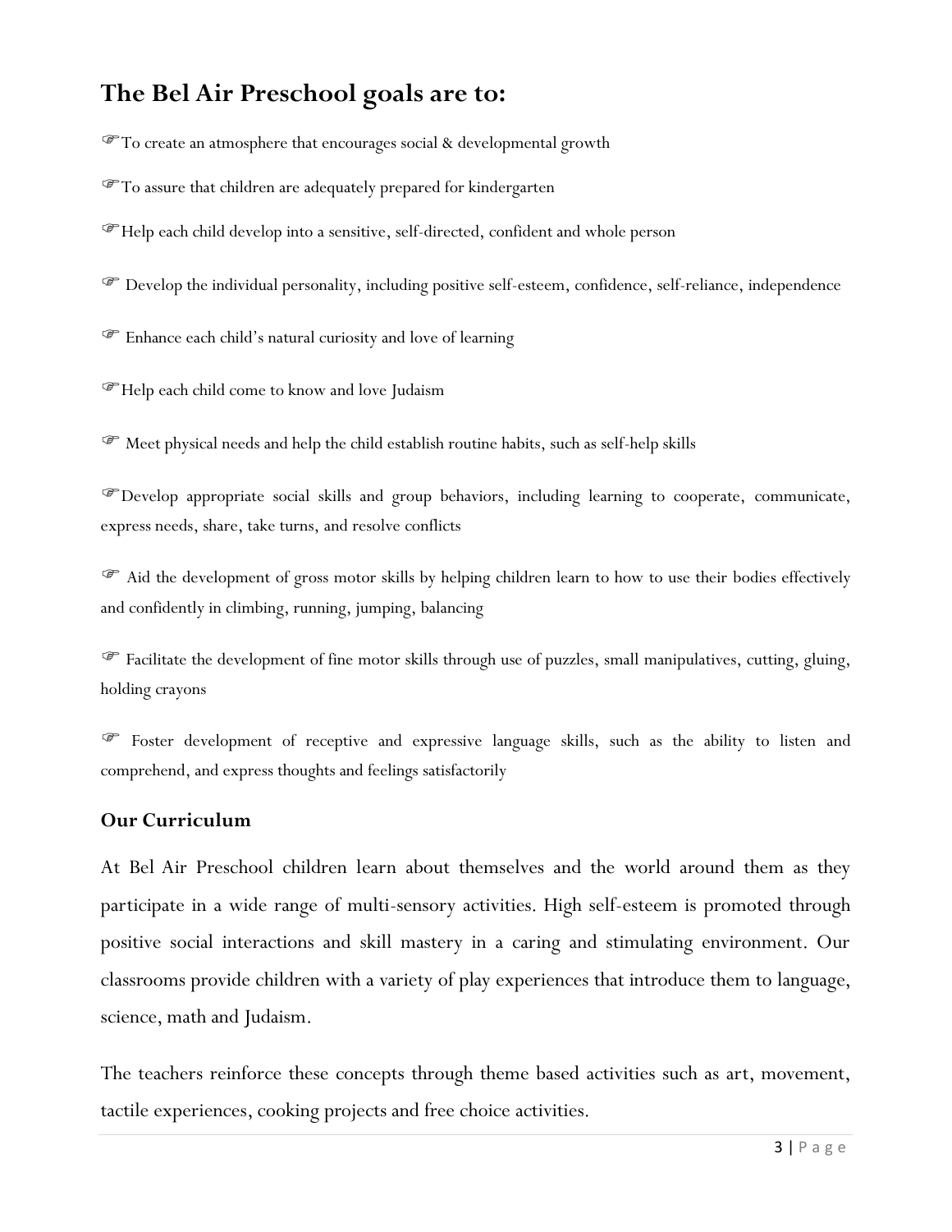## The Bel Air Preschool goals are to:

- ☞To create an atmosphere that encourages social & developmental growth
- ☞To assure that children are adequately prepared for kindergarten
- ☞Help each child develop into a sensitive, self-directed, confident and whole person
- ☞ Develop the individual personality, including positive self-esteem, confidence, self-reliance, independence
- ☞ Enhance each child's natural curiosity and love of learning
- ☞Help each child come to know and love Judaism
- ☞ Meet physical needs and help the child establish routine habits, such as self-help skills
- ☞Develop appropriate social skills and group behaviors, including learning to cooperate, communicate, express needs, share, take turns, and resolve conflicts
- ☞ Aid the development of gross motor skills by helping children learn to how to use their bodies effectively and confidently in climbing, running, jumping, balancing
- ☞ Facilitate the development of fine motor skills through use of puzzles, small manipulatives, cutting, gluing, holding crayons
- ☞ Foster development of receptive and expressive language skills, such as the ability to listen and comprehend, and express thoughts and feelings satisfactorily

### Our Curriculum

At Bel Air Preschool children learn about themselves and the world around them as they participate in a wide range of multi-sensory activities. High self-esteem is promoted through positive social interactions and skill mastery in a caring and stimulating environment. Our classrooms provide children with a variety of play experiences that introduce them to language, science, math and Judaism.

The teachers reinforce these concepts through theme based activities such as art, movement, tactile experiences, cooking projects and free choice activities.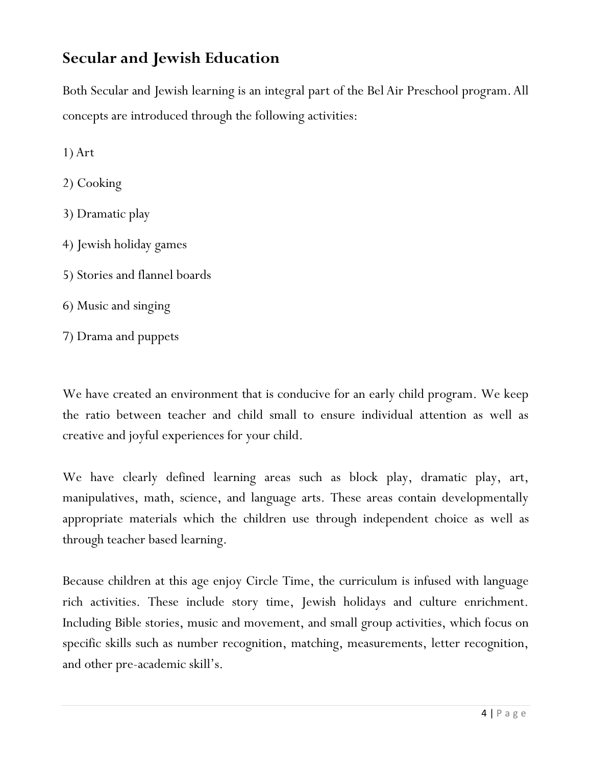## Secular and Jewish Education

Both Secular and Jewish learning is an integral part of the Bel Air Preschool program. All concepts are introduced through the following activities:

1) Art

2) Cooking

3) Dramatic play

4) Jewish holiday games

5) Stories and flannel boards

6) Music and singing

7) Drama and puppets

We have created an environment that is conducive for an early child program. We keep the ratio between teacher and child small to ensure individual attention as well as creative and joyful experiences for your child.

We have clearly defined learning areas such as block play, dramatic play, art, manipulatives, math, science, and language arts. These areas contain developmentally appropriate materials which the children use through independent choice as well as through teacher based learning.

Because children at this age enjoy Circle Time, the curriculum is infused with language rich activities. These include story time, Jewish holidays and culture enrichment. Including Bible stories, music and movement, and small group activities, which focus on specific skills such as number recognition, matching, measurements, letter recognition, and other pre-academic skill's.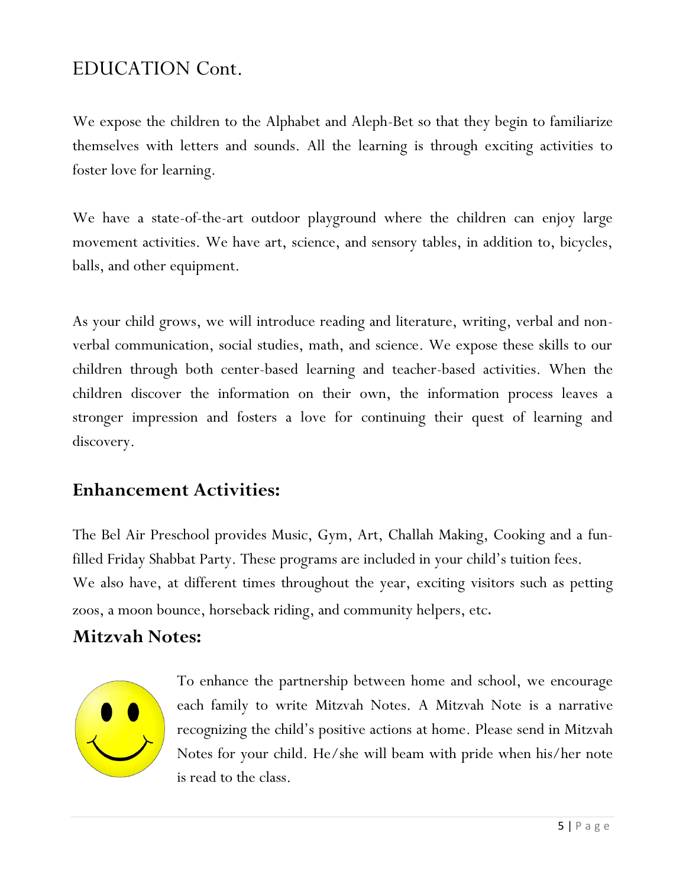# EDUCATION Cont.

We expose the children to the Alphabet and Aleph-Bet so that they begin to familiarize themselves with letters and sounds. All the learning is through exciting activities to foster love for learning.

We have a state-of-the-art outdoor playground where the children can enjoy large movement activities. We have art, science, and sensory tables, in addition to, bicycles, balls, and other equipment.

As your child grows, we will introduce reading and literature, writing, verbal and non-verbal communication, social studies, math, and science. We expose these skills to our children through both center-based learning and teacher-based activities. When the children discover the information on their own, the information process leaves a stronger impression and fosters a love for continuing their quest of learning and discovery.

## Enhancement Activities:

The Bel Air Preschool provides Music, Gym, Art, Challah Making, Cooking and a fun-filled Friday Shabbat Party. These programs are included in your child's tuition fees. We also have, at different times throughout the year, exciting visitors such as petting zoos, a moon bounce, horseback riding, and community helpers, etc.

## Mitzvah Notes:

To enhance the partnership between home and school, we encourage each family to write Mitzvah Notes. A Mitzvah Note is a narrative recognizing the child's positive actions at home. Please send in Mitzvah Notes for your child. He/she will beam with pride when his/her note is read to the class.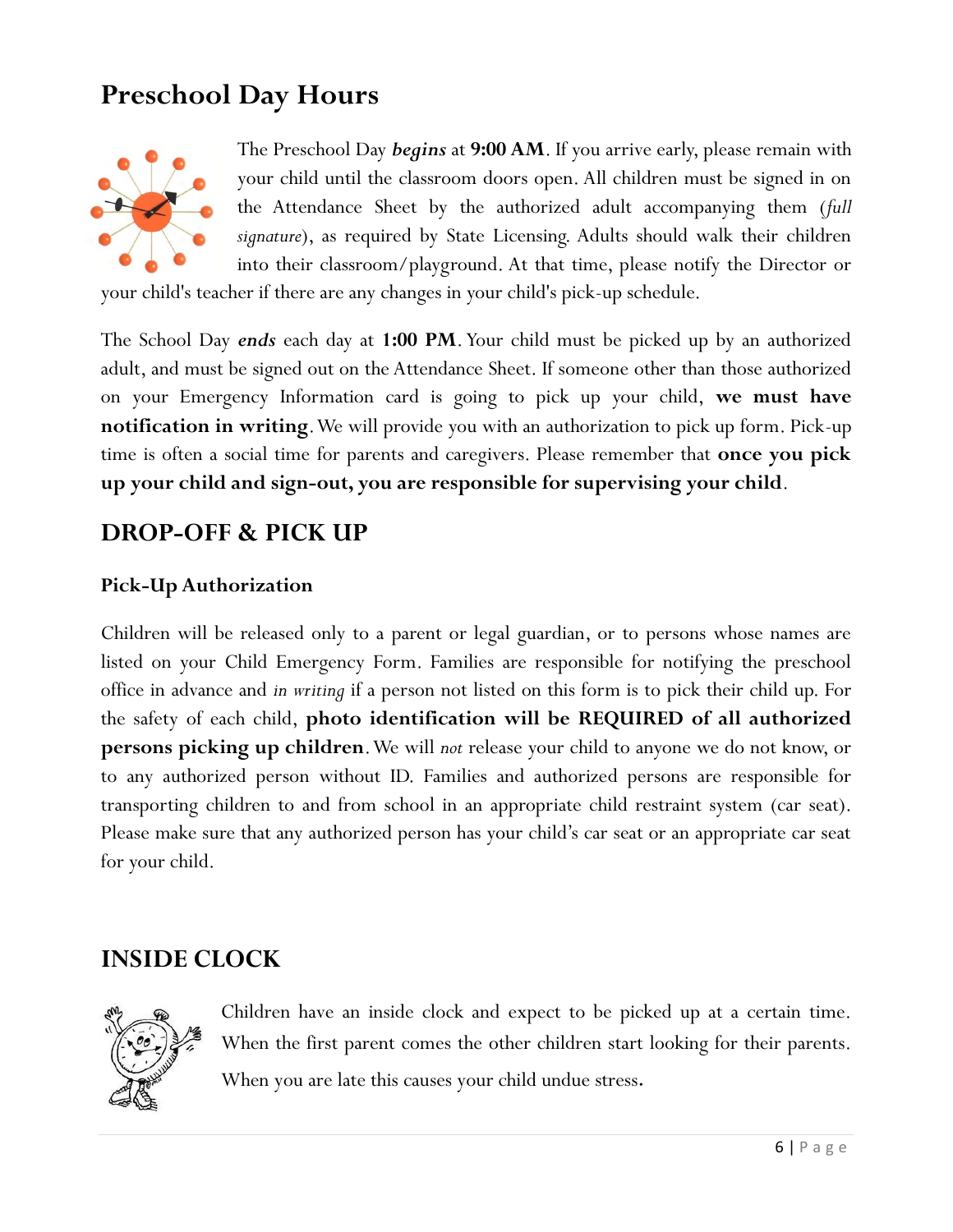# Preschool Day Hours

The Preschool Day ***begins*** at **9:00 AM**. If you arrive early, please remain with your child until the classroom doors open. All children must be signed in on the Attendance Sheet by the authorized adult accompanying them (*full signature*), as required by State Licensing. Adults should walk their children into their classroom/playground. At that time, please notify the Director or your child's teacher if there are any changes in your child's pick-up schedule.

The School Day ***ends*** each day at **1:00 PM**. Your child must be picked up by an authorized adult, and must be signed out on the Attendance Sheet. If someone other than those authorized on your Emergency Information card is going to pick up your child, **we must have notification in writing**. We will provide you with an authorization to pick up form. Pick-up time is often a social time for parents and caregivers. Please remember that **once you pick up your child and sign-out, you are responsible for supervising your child**.

## DROP-OFF & PICK UP

### Pick-Up Authorization

Children will be released only to a parent or legal guardian, or to persons whose names are listed on your Child Emergency Form. Families are responsible for notifying the preschool office in advance and *in writing* if a person not listed on this form is to pick their child up. For the safety of each child, **photo identification will be REQUIRED of all authorized persons picking up children**. We will *not* release your child to anyone we do not know, or to any authorized person without ID. Families and authorized persons are responsible for transporting children to and from school in an appropriate child restraint system (car seat). Please make sure that any authorized person has your child's car seat or an appropriate car seat for your child.

## INSIDE CLOCK

Children have an inside clock and expect to be picked up at a certain time. When the first parent comes the other children start looking for their parents. When you are late this causes your child undue stress**.**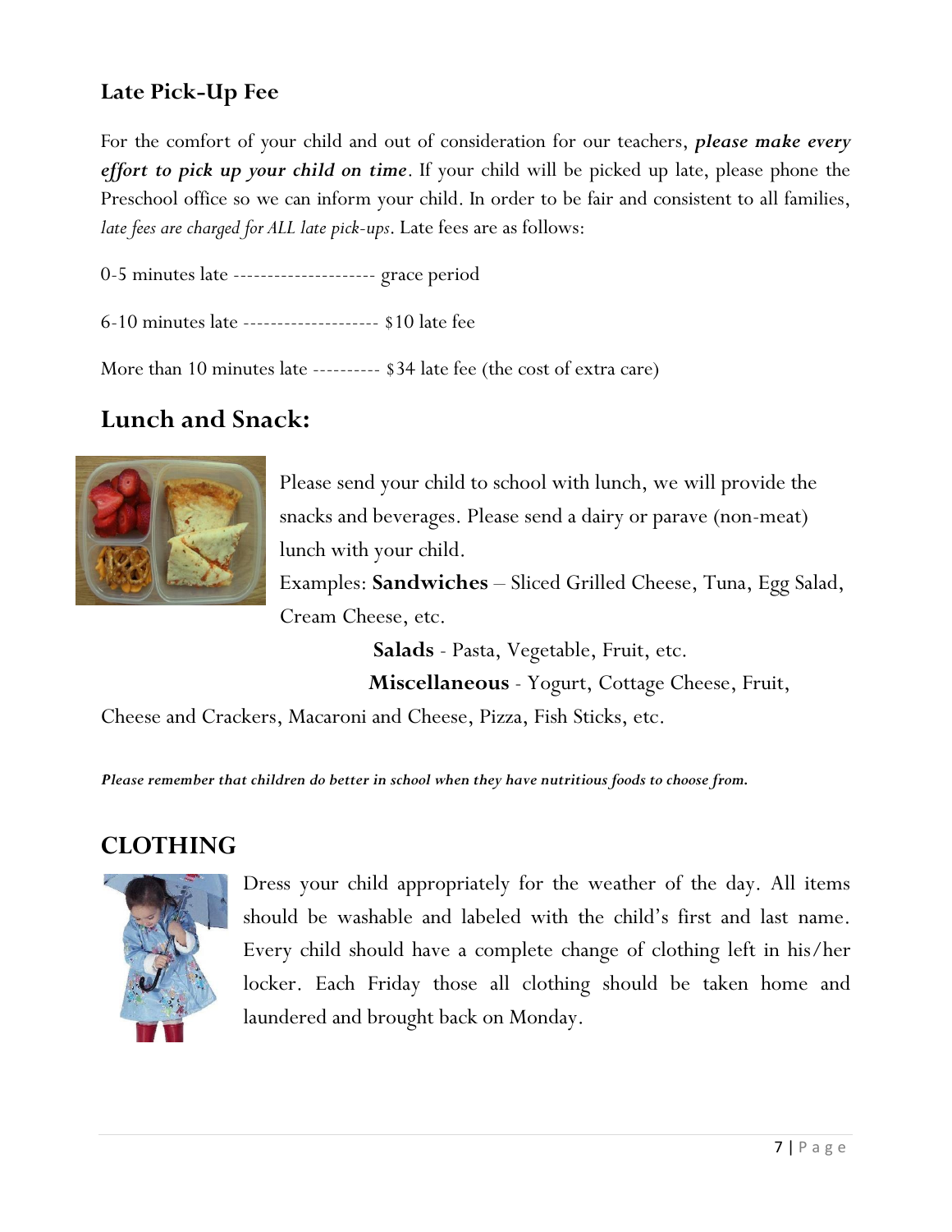## Late Pick-Up Fee

For the comfort of your child and out of consideration for our teachers, ***please make every effort to pick up your child on time***. If your child will be picked up late, please phone the Preschool office so we can inform your child. In order to be fair and consistent to all families, *late fees are charged for ALL late pick-ups*. Late fees are as follows:

0-5 minutes late --------------------- grace period

6-10 minutes late -------------------- $10 late fee

More than 10 minutes late ---------- $34 late fee (the cost of extra care)

## Lunch and Snack:

Please send your child to school with lunch, we will provide the snacks and beverages. Please send a dairy or parave (non-meat) lunch with your child.

Examples: **Sandwiches** – Sliced Grilled Cheese, Tuna, Egg Salad, Cream Cheese, etc.

**Salads** - Pasta, Vegetable, Fruit, etc.

**Miscellaneous** - Yogurt, Cottage Cheese, Fruit, Cheese and Crackers, Macaroni and Cheese, Pizza, Fish Sticks, etc.

***Please remember that children do better in school when they have nutritious foods to choose from.***

## CLOTHING

Dress your child appropriately for the weather of the day. All items should be washable and labeled with the child's first and last name. Every child should have a complete change of clothing left in his/her locker. Each Friday those all clothing should be taken home and laundered and brought back on Monday.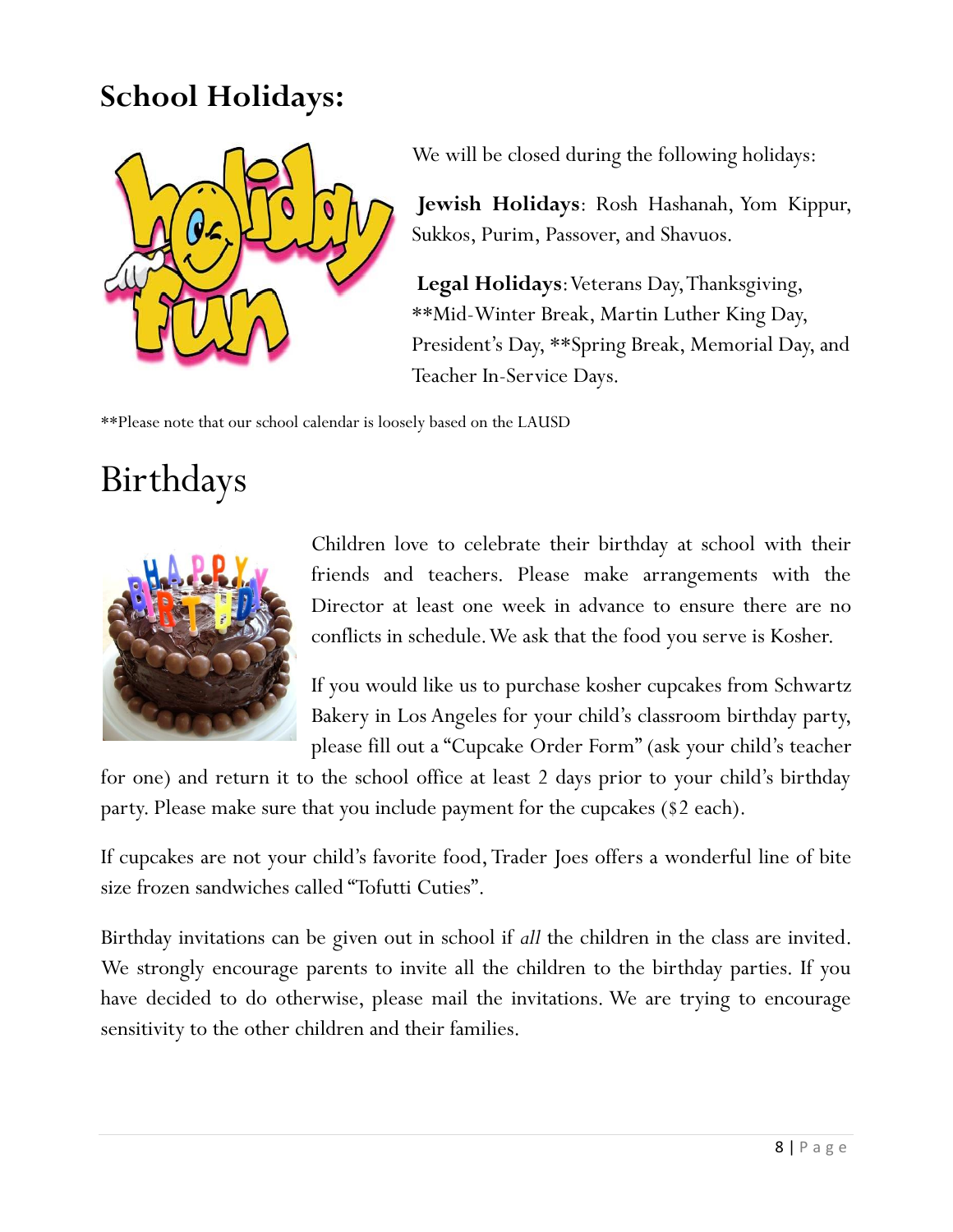## School Holidays:

We will be closed during the following holidays:

**Jewish Holidays**: Rosh Hashanah, Yom Kippur, Sukkos, Purim, Passover, and Shavuos.

**Legal Holidays**: Veterans Day, Thanksgiving, **Mid-Winter Break, Martin Luther King Day, President's Day, **Spring Break, Memorial Day, and Teacher In-Service Days.

**Please note that our school calendar is loosely based on the LAUSD

# Birthdays

Children love to celebrate their birthday at school with their friends and teachers. Please make arrangements with the Director at least one week in advance to ensure there are no conflicts in schedule. We ask that the food you serve is Kosher.

If you would like us to purchase kosher cupcakes from Schwartz Bakery in Los Angeles for your child's classroom birthday party, please fill out a "Cupcake Order Form" (ask your child's teacher for one) and return it to the school office at least 2 days prior to your child's birthday party. Please make sure that you include payment for the cupcakes ($2 each).

If cupcakes are not your child's favorite food, Trader Joes offers a wonderful line of bite size frozen sandwiches called "Tofutti Cuties".

Birthday invitations can be given out in school if *all* the children in the class are invited. We strongly encourage parents to invite all the children to the birthday parties. If you have decided to do otherwise, please mail the invitations. We are trying to encourage sensitivity to the other children and their families.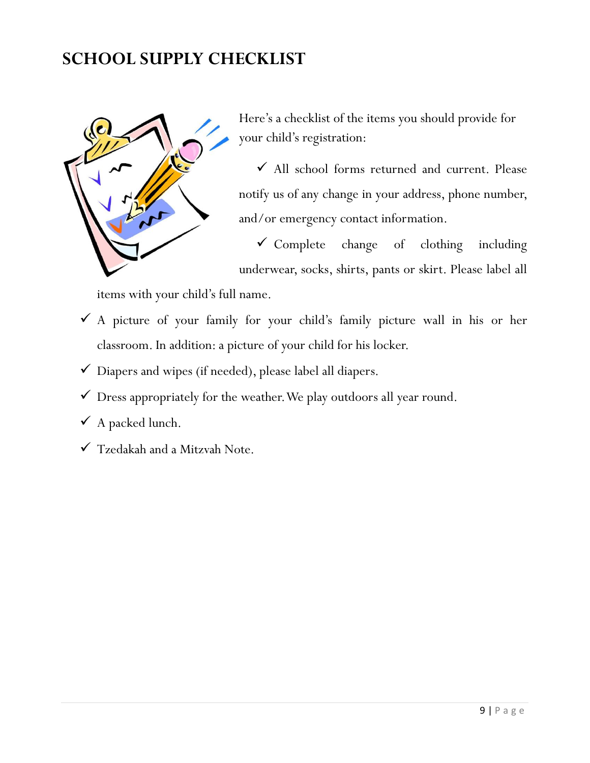# SCHOOL SUPPLY CHECKLIST

Here's a checklist of the items you should provide for your child's registration:

- ✓ All school forms returned and current. Please notify us of any change in your address, phone number, and/or emergency contact information.
- ✓ Complete change of clothing including underwear, socks, shirts, pants or skirt. Please label all items with your child's full name.
- ✓ A picture of your family for your child's family picture wall in his or her classroom. In addition: a picture of your child for his locker.
- ✓ Diapers and wipes (if needed), please label all diapers.
- ✓ Dress appropriately for the weather. We play outdoors all year round.
- ✓ A packed lunch.
- ✓ Tzedakah and a Mitzvah Note.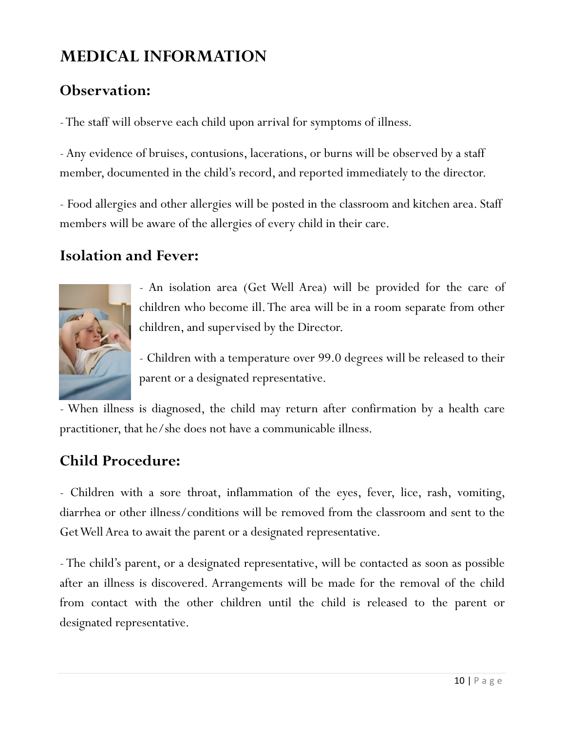# MEDICAL INFORMATION

## Observation:

- The staff will observe each child upon arrival for symptoms of illness.

- Any evidence of bruises, contusions, lacerations, or burns will be observed by a staff member, documented in the child's record, and reported immediately to the director.

- Food allergies and other allergies will be posted in the classroom and kitchen area. Staff members will be aware of the allergies of every child in their care.

## Isolation and Fever:

- An isolation area (Get Well Area) will be provided for the care of children who become ill. The area will be in a room separate from other children, and supervised by the Director.

- Children with a temperature over 99.0 degrees will be released to their parent or a designated representative.

- When illness is diagnosed, the child may return after confirmation by a health care practitioner, that he/she does not have a communicable illness.

## Child Procedure:

- Children with a sore throat, inflammation of the eyes, fever, lice, rash, vomiting, diarrhea or other illness/conditions will be removed from the classroom and sent to the Get Well Area to await the parent or a designated representative.

- The child's parent, or a designated representative, will be contacted as soon as possible after an illness is discovered. Arrangements will be made for the removal of the child from contact with the other children until the child is released to the parent or designated representative.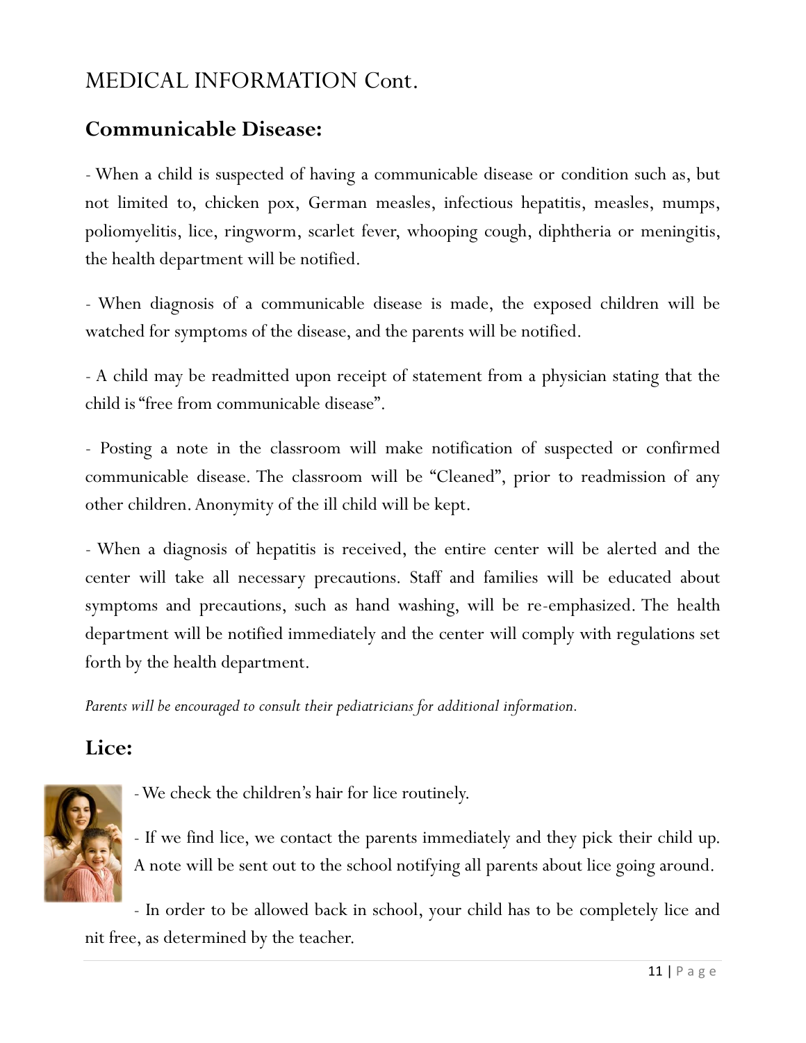# MEDICAL INFORMATION Cont.

## Communicable Disease:

- When a child is suspected of having a communicable disease or condition such as, but not limited to, chicken pox, German measles, infectious hepatitis, measles, mumps, poliomyelitis, lice, ringworm, scarlet fever, whooping cough, diphtheria or meningitis, the health department will be notified.

- When diagnosis of a communicable disease is made, the exposed children will be watched for symptoms of the disease, and the parents will be notified.

- A child may be readmitted upon receipt of statement from a physician stating that the child is "free from communicable disease".

- Posting a note in the classroom will make notification of suspected or confirmed communicable disease. The classroom will be "Cleaned", prior to readmission of any other children. Anonymity of the ill child will be kept.

- When a diagnosis of hepatitis is received, the entire center will be alerted and the center will take all necessary precautions. Staff and families will be educated about symptoms and precautions, such as hand washing, will be re-emphasized. The health department will be notified immediately and the center will comply with regulations set forth by the health department.

*Parents will be encouraged to consult their pediatricians for additional information.*

## Lice:

- We check the children's hair for lice routinely.

- If we find lice, we contact the parents immediately and they pick their child up. A note will be sent out to the school notifying all parents about lice going around.

- In order to be allowed back in school, your child has to be completely lice and nit free, as determined by the teacher.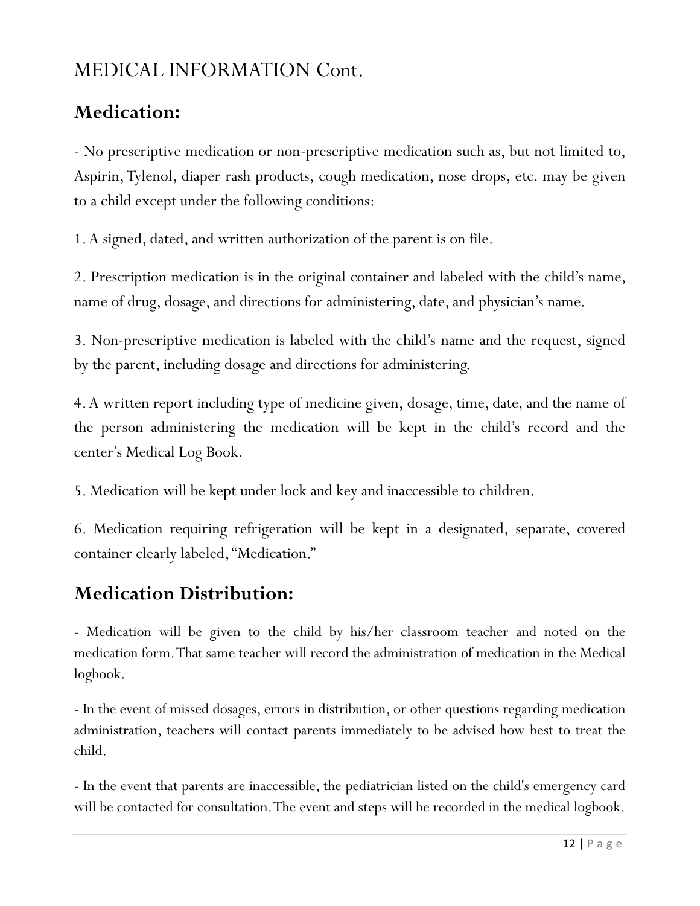# MEDICAL INFORMATION Cont.

## Medication:

- No prescriptive medication or non-prescriptive medication such as, but not limited to, Aspirin, Tylenol, diaper rash products, cough medication, nose drops, etc. may be given to a child except under the following conditions:

1. A signed, dated, and written authorization of the parent is on file.

2. Prescription medication is in the original container and labeled with the child's name, name of drug, dosage, and directions for administering, date, and physician's name.

3. Non-prescriptive medication is labeled with the child's name and the request, signed by the parent, including dosage and directions for administering.

4. A written report including type of medicine given, dosage, time, date, and the name of the person administering the medication will be kept in the child's record and the center's Medical Log Book.

5. Medication will be kept under lock and key and inaccessible to children.

6. Medication requiring refrigeration will be kept in a designated, separate, covered container clearly labeled, "Medication."

## Medication Distribution:

- Medication will be given to the child by his/her classroom teacher and noted on the medication form. That same teacher will record the administration of medication in the Medical logbook.

- In the event of missed dosages, errors in distribution, or other questions regarding medication administration, teachers will contact parents immediately to be advised how best to treat the child.

- In the event that parents are inaccessible, the pediatrician listed on the child's emergency card will be contacted for consultation. The event and steps will be recorded in the medical logbook.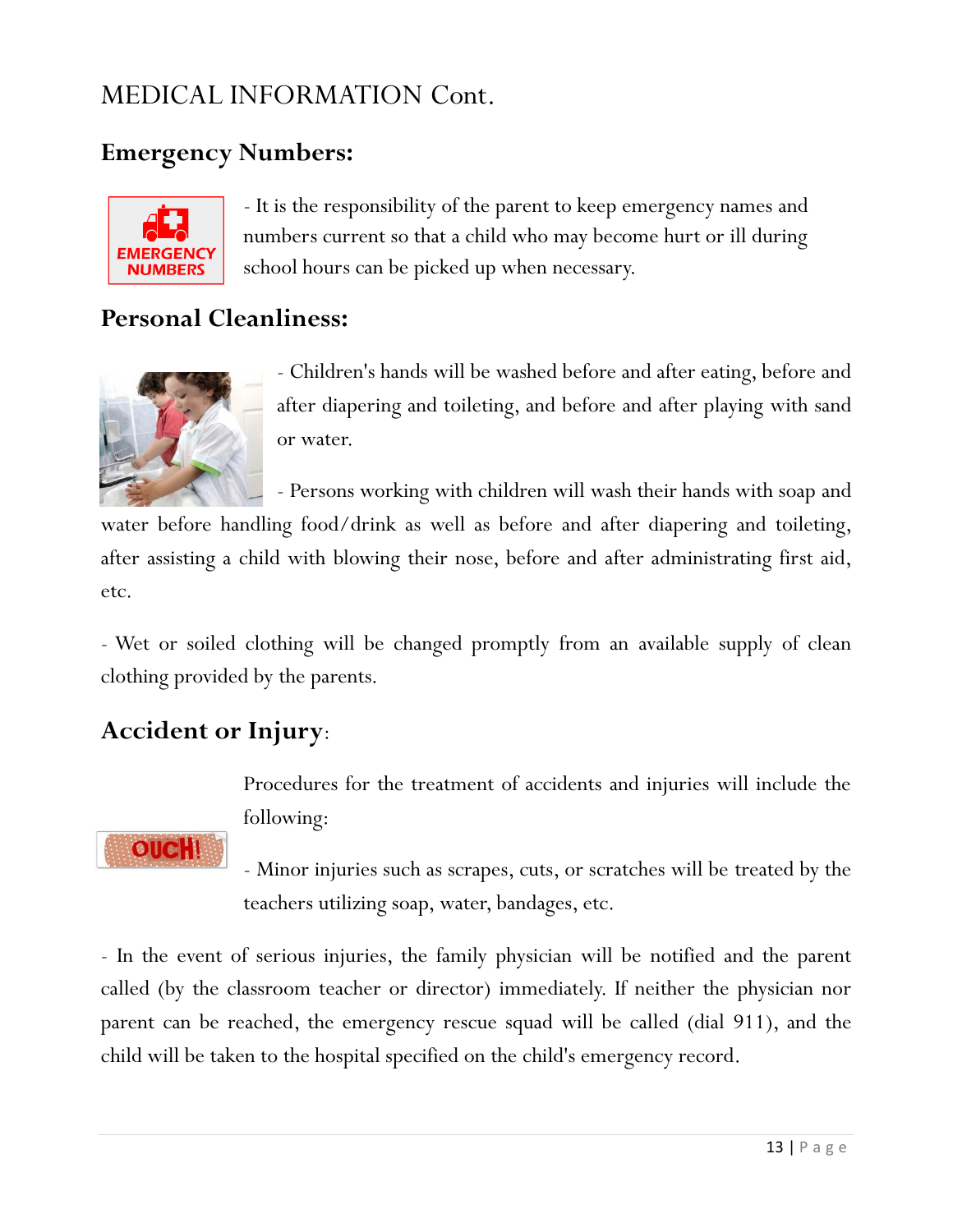# MEDICAL INFORMATION Cont.

## Emergency Numbers:

- It is the responsibility of the parent to keep emergency names and numbers current so that a child who may become hurt or ill during school hours can be picked up when necessary.

## Personal Cleanliness:

- Children's hands will be washed before and after eating, before and after diapering and toileting, and before and after playing with sand or water.

- Persons working with children will wash their hands with soap and water before handling food/drink as well as before and after diapering and toileting, after assisting a child with blowing their nose, before and after administrating first aid, etc.

- Wet or soiled clothing will be changed promptly from an available supply of clean clothing provided by the parents.

## Accident or Injury:

Procedures for the treatment of accidents and injuries will include the following:

- Minor injuries such as scrapes, cuts, or scratches will be treated by the teachers utilizing soap, water, bandages, etc.

- In the event of serious injuries, the family physician will be notified and the parent called (by the classroom teacher or director) immediately. If neither the physician nor parent can be reached, the emergency rescue squad will be called (dial 911), and the child will be taken to the hospital specified on the child's emergency record.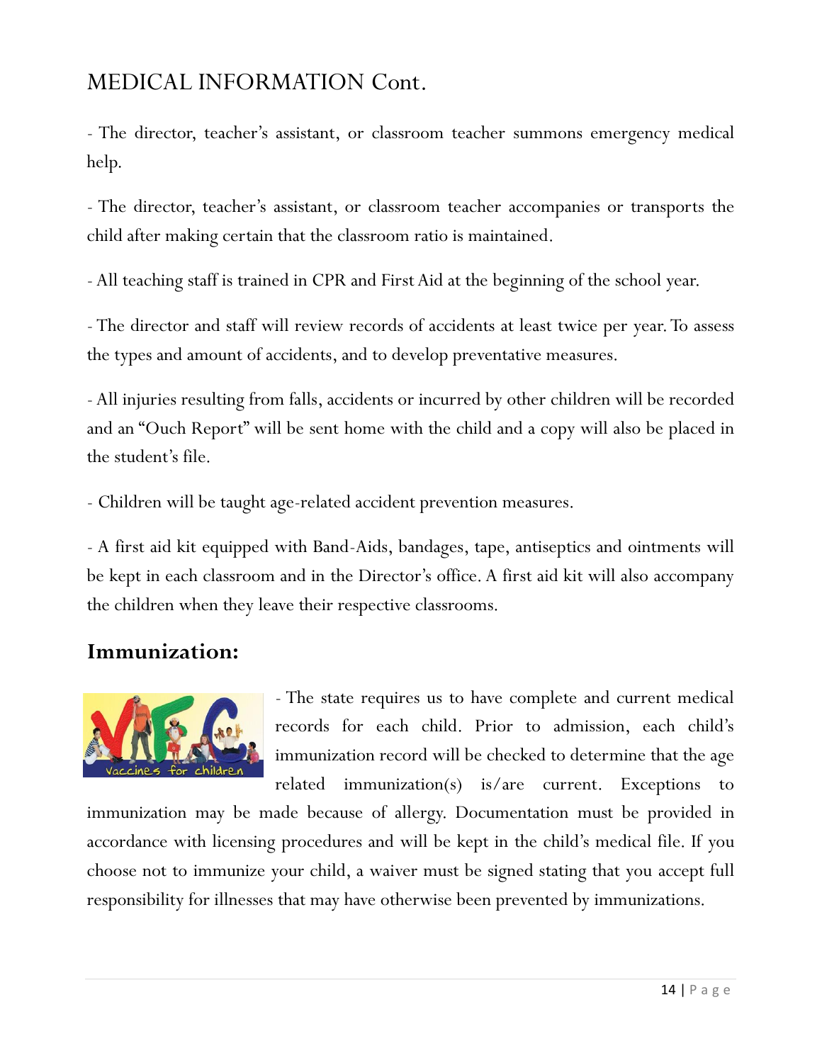## MEDICAL INFORMATION Cont.

- The director, teacher's assistant, or classroom teacher summons emergency medical help.

- The director, teacher's assistant, or classroom teacher accompanies or transports the child after making certain that the classroom ratio is maintained.

- All teaching staff is trained in CPR and First Aid at the beginning of the school year.

- The director and staff will review records of accidents at least twice per year. To assess the types and amount of accidents, and to develop preventative measures.

- All injuries resulting from falls, accidents or incurred by other children will be recorded and an "Ouch Report" will be sent home with the child and a copy will also be placed in the student's file.

- Children will be taught age-related accident prevention measures.

- A first aid kit equipped with Band-Aids, bandages, tape, antiseptics and ointments will be kept in each classroom and in the Director's office. A first aid kit will also accompany the children when they leave their respective classrooms.

## Immunization:

- The state requires us to have complete and current medical records for each child. Prior to admission, each child's immunization record will be checked to determine that the age related immunization(s) is/are current. Exceptions to immunization may be made because of allergy. Documentation must be provided in accordance with licensing procedures and will be kept in the child's medical file. If you choose not to immunize your child, a waiver must be signed stating that you accept full responsibility for illnesses that may have otherwise been prevented by immunizations.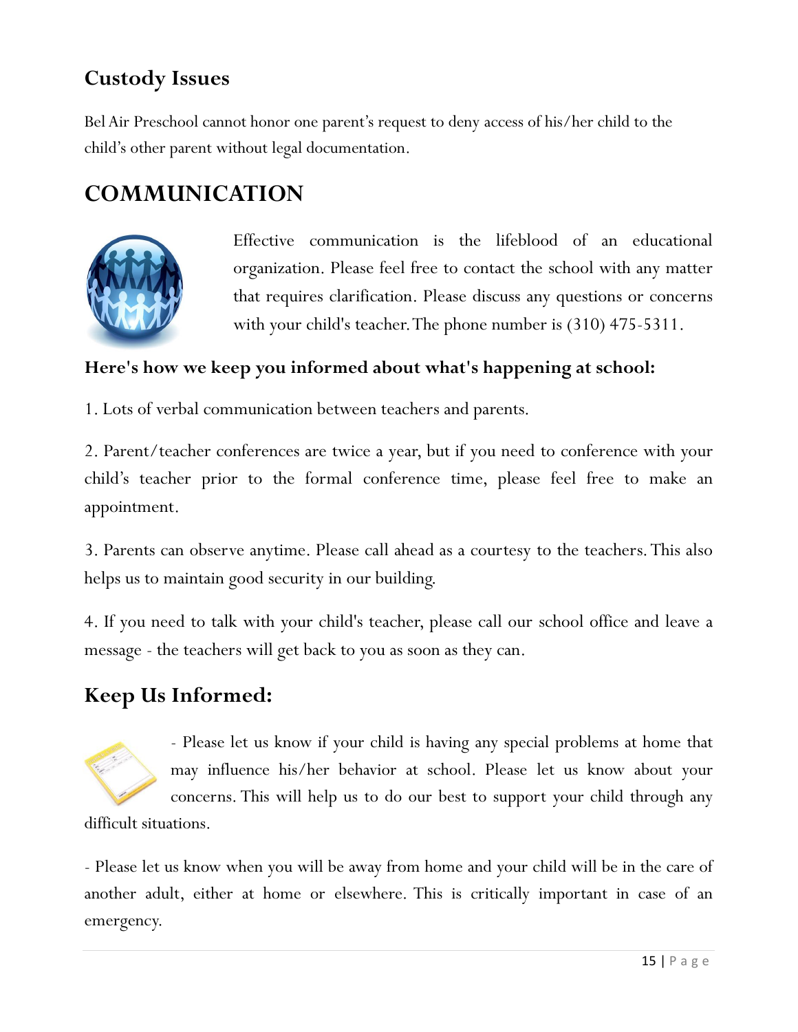## Custody Issues

Bel Air Preschool cannot honor one parent's request to deny access of his/her child to the child's other parent without legal documentation.

# COMMUNICATION

Effective communication is the lifeblood of an educational organization. Please feel free to contact the school with any matter that requires clarification. Please discuss any questions or concerns with your child's teacher. The phone number is (310) 475-5311.

**Here's how we keep you informed about what's happening at school:**

1. Lots of verbal communication between teachers and parents.

2. Parent/teacher conferences are twice a year, but if you need to conference with your child's teacher prior to the formal conference time, please feel free to make an appointment.

3. Parents can observe anytime. Please call ahead as a courtesy to the teachers. This also helps us to maintain good security in our building.

4. If you need to talk with your child's teacher, please call our school office and leave a message - the teachers will get back to you as soon as they can.

## Keep Us Informed:

- Please let us know if your child is having any special problems at home that may influence his/her behavior at school. Please let us know about your concerns. This will help us to do our best to support your child through any difficult situations.

- Please let us know when you will be away from home and your child will be in the care of another adult, either at home or elsewhere. This is critically important in case of an emergency.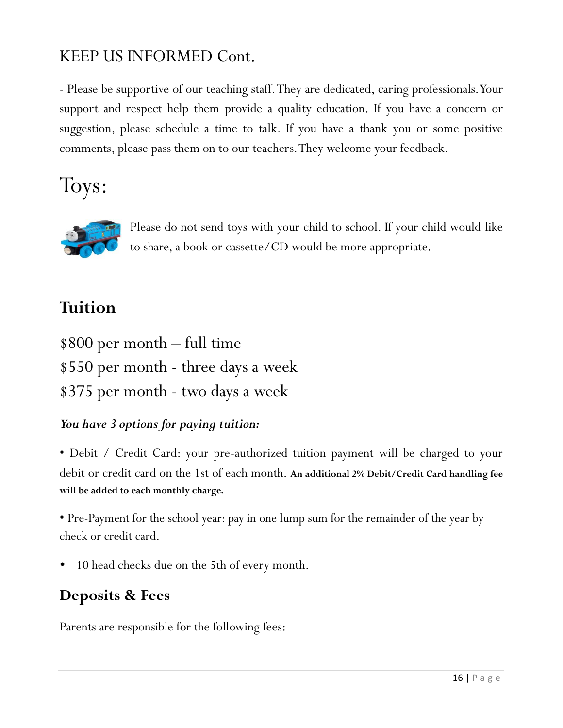## KEEP US INFORMED Cont.

- Please be supportive of our teaching staff. They are dedicated, caring professionals. Your support and respect help them provide a quality education. If you have a concern or suggestion, please schedule a time to talk. If you have a thank you or some positive comments, please pass them on to our teachers. They welcome your feedback.

# Toys:

Please do not send toys with your child to school. If your child would like to share, a book or cassette/CD would be more appropriate.

## Tuition

$800 per month – full time
$550 per month - three days a week
$375 per month - two days a week

***You have 3 options for paying tuition:***

• Debit / Credit Card: your pre-authorized tuition payment will be charged to your debit or credit card on the 1st of each month. **An additional 2% Debit/Credit Card handling fee will be added to each monthly charge.**

• Pre-Payment for the school year: pay in one lump sum for the remainder of the year by check or credit card.

- 10 head checks due on the 5th of every month.

## Deposits & Fees

Parents are responsible for the following fees: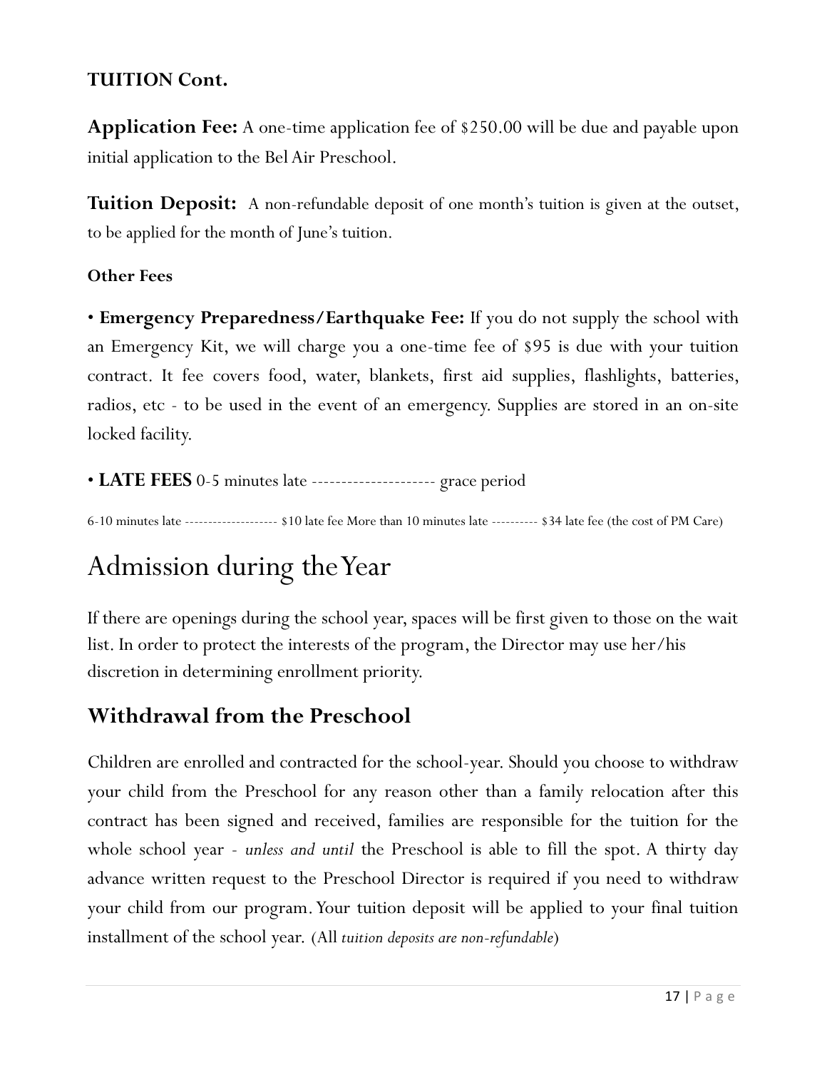**TUITION Cont.**

**Application Fee:** A one-time application fee of $250.00 will be due and payable upon initial application to the Bel Air Preschool.

**Tuition Deposit:** A non-refundable deposit of one month's tuition is given at the outset, to be applied for the month of June's tuition.

**Other Fees**

• **Emergency Preparedness/Earthquake Fee:** If you do not supply the school with an Emergency Kit, we will charge you a one-time fee of $95 is due with your tuition contract. It fee covers food, water, blankets, first aid supplies, flashlights, batteries, radios, etc - to be used in the event of an emergency. Supplies are stored in an on-site locked facility.

• **LATE FEES** 0-5 minutes late --------------------- grace period

6-10 minutes late ------------------- $10 late fee More than 10 minutes late ---------- $34 late fee (the cost of PM Care)

# Admission during the Year

If there are openings during the school year, spaces will be first given to those on the wait list. In order to protect the interests of the program, the Director may use her/his discretion in determining enrollment priority.

## Withdrawal from the Preschool

Children are enrolled and contracted for the school-year. Should you choose to withdraw your child from the Preschool for any reason other than a family relocation after this contract has been signed and received, families are responsible for the tuition for the whole school year - *unless and until* the Preschool is able to fill the spot. A thirty day advance written request to the Preschool Director is required if you need to withdraw your child from our program. Your tuition deposit will be applied to your final tuition installment of the school year. (All *tuition deposits are non-refundable*)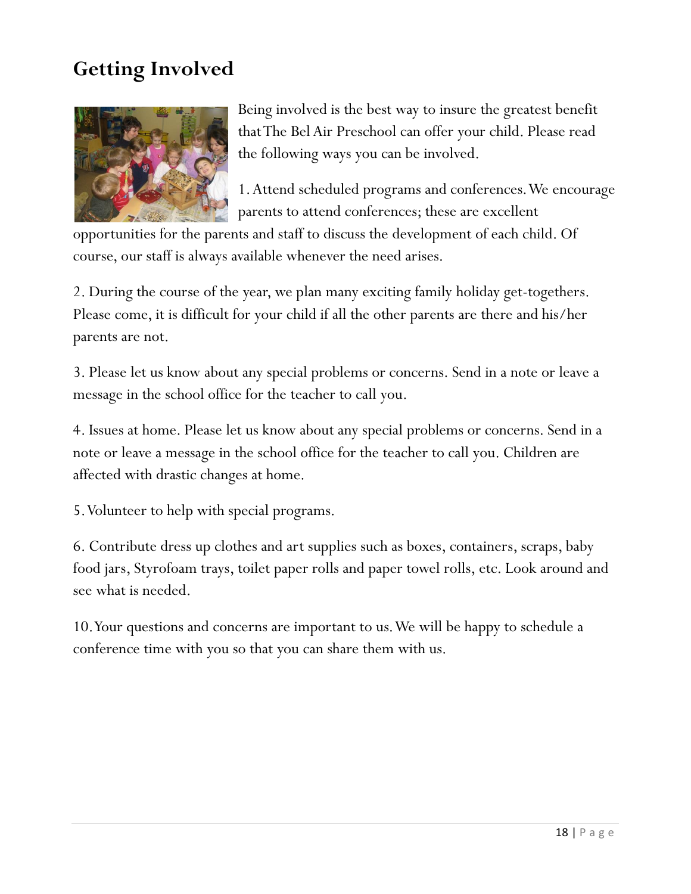## Getting Involved

Being involved is the best way to insure the greatest benefit that The Bel Air Preschool can offer your child. Please read the following ways you can be involved.

1. Attend scheduled programs and conferences. We encourage parents to attend conferences; these are excellent opportunities for the parents and staff to discuss the development of each child. Of course, our staff is always available whenever the need arises.

2. During the course of the year, we plan many exciting family holiday get-togethers. Please come, it is difficult for your child if all the other parents are there and his/her parents are not.

3. Please let us know about any special problems or concerns. Send in a note or leave a message in the school office for the teacher to call you.

4. Issues at home. Please let us know about any special problems or concerns. Send in a note or leave a message in the school office for the teacher to call you. Children are affected with drastic changes at home.

5. Volunteer to help with special programs.

6. Contribute dress up clothes and art supplies such as boxes, containers, scraps, baby food jars, Styrofoam trays, toilet paper rolls and paper towel rolls, etc. Look around and see what is needed.

10. Your questions and concerns are important to us. We will be happy to schedule a conference time with you so that you can share them with us.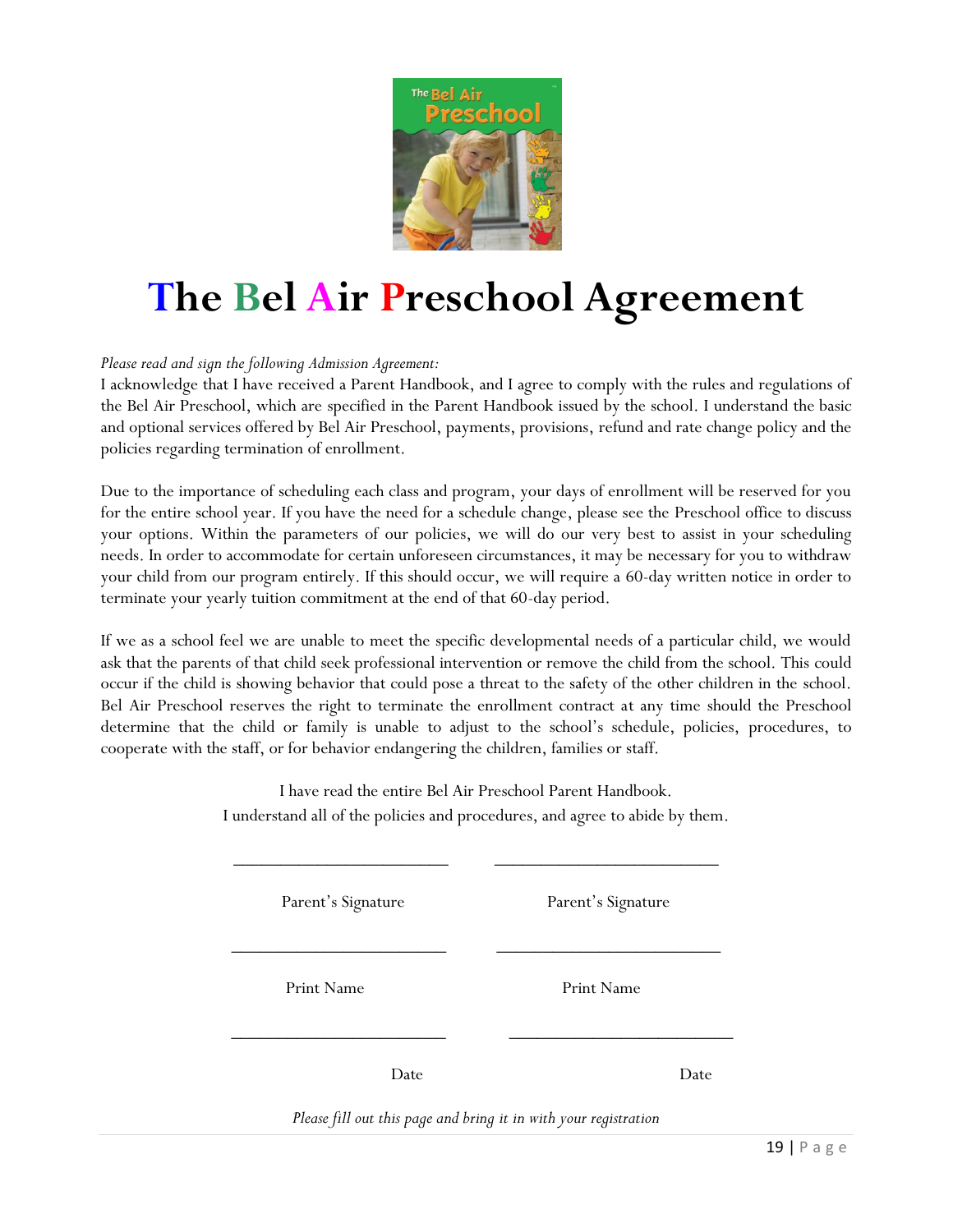# The Bel Air Preschool Agreement

*Please read and sign the following Admission Agreement:*

I acknowledge that I have received a Parent Handbook, and I agree to comply with the rules and regulations of the Bel Air Preschool, which are specified in the Parent Handbook issued by the school. I understand the basic and optional services offered by Bel Air Preschool, payments, provisions, refund and rate change policy and the policies regarding termination of enrollment.

Due to the importance of scheduling each class and program, your days of enrollment will be reserved for you for the entire school year. If you have the need for a schedule change, please see the Preschool office to discuss your options. Within the parameters of our policies, we will do our very best to assist in your scheduling needs. In order to accommodate for certain unforeseen circumstances, it may be necessary for you to withdraw your child from our program entirely. If this should occur, we will require a 60-day written notice in order to terminate your yearly tuition commitment at the end of that 60-day period.

If we as a school feel we are unable to meet the specific developmental needs of a particular child, we would ask that the parents of that child seek professional intervention or remove the child from the school. This could occur if the child is showing behavior that could pose a threat to the safety of the other children in the school. Bel Air Preschool reserves the right to terminate the enrollment contract at any time should the Preschool determine that the child or family is unable to adjust to the school's schedule, policies, procedures, to cooperate with the staff, or for behavior endangering the children, families or staff.

I have read the entire Bel Air Preschool Parent Handbook.
I understand all of the policies and procedures, and agree to abide by them.

\_\_\_\_\_\_\_\_\_\_\_\_\_\_\_\_\_\_\_\_\_\_\_\_\_ \_\_\_\_\_\_\_\_\_\_\_\_\_\_\_\_\_\_\_\_\_\_\_\_\_

Parent's Signature Parent's Signature

\_\_\_\_\_\_\_\_\_\_\_\_\_\_\_\_\_\_\_\_\_\_\_\_\_ \_\_\_\_\_\_\_\_\_\_\_\_\_\_\_\_\_\_\_\_\_\_\_\_\_

Print Name Print Name

\_\_\_\_\_\_\_\_\_\_\_\_\_\_\_\_\_\_\_\_\_\_\_\_\_ \_\_\_\_\_\_\_\_\_\_\_\_\_\_\_\_\_\_\_\_\_\_\_\_\_

Date Date

*Please fill out this page and bring it in with your registration*